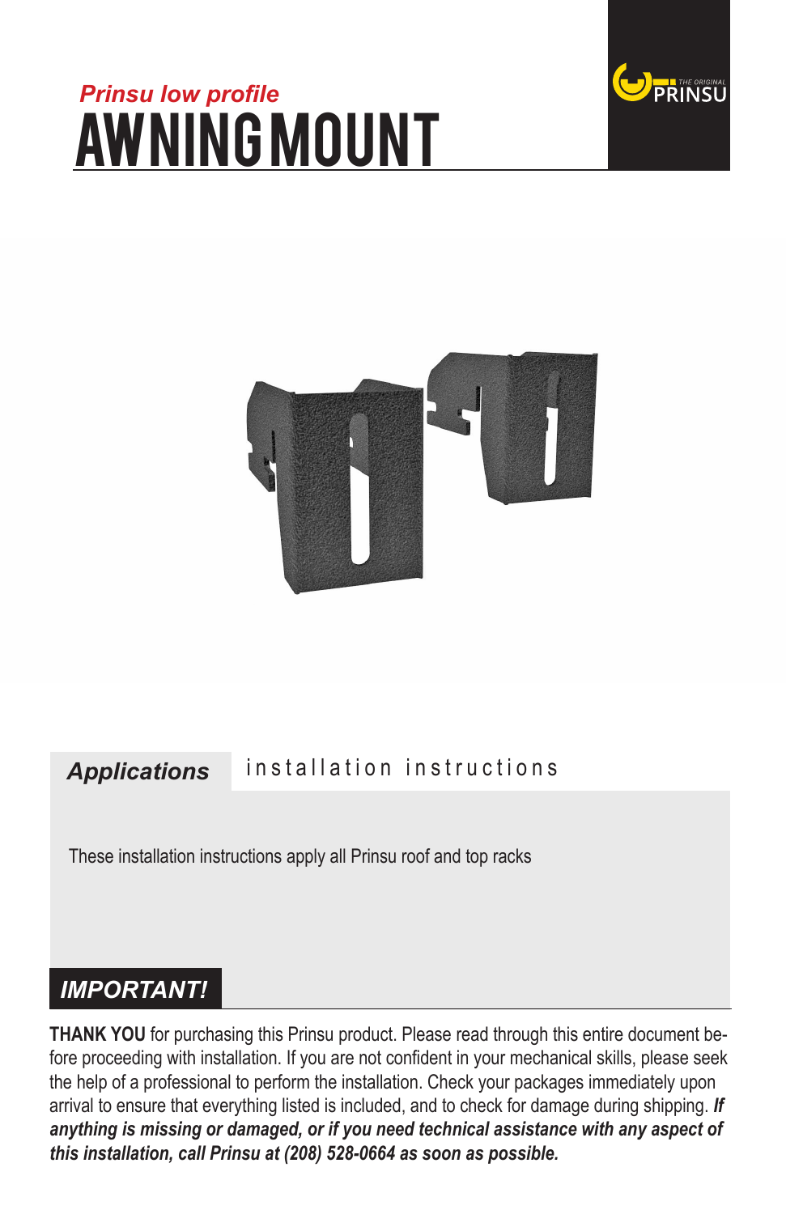*Prinsu low profile*

# AWNING MOUNT

THE ORIGINAL PRINSU

## *Applications*

installation instructions

These installation instructions apply all Prinsu roof and top racks

## *IMPORTANT!*

**THANK YOU** for purchasing this Prinsu product. Please read through this entire document before proceeding with installation. If you are not confident in your mechanical skills, please seek the help of a professional to perform the installation. Check your packages immediately upon arrival to ensure that everything listed is included, and to check for damage during shipping. ***If anything is missing or damaged, or if you need technical assistance with any aspect of this installation, call Prinsu at (208) 528-0664 as soon as possible.***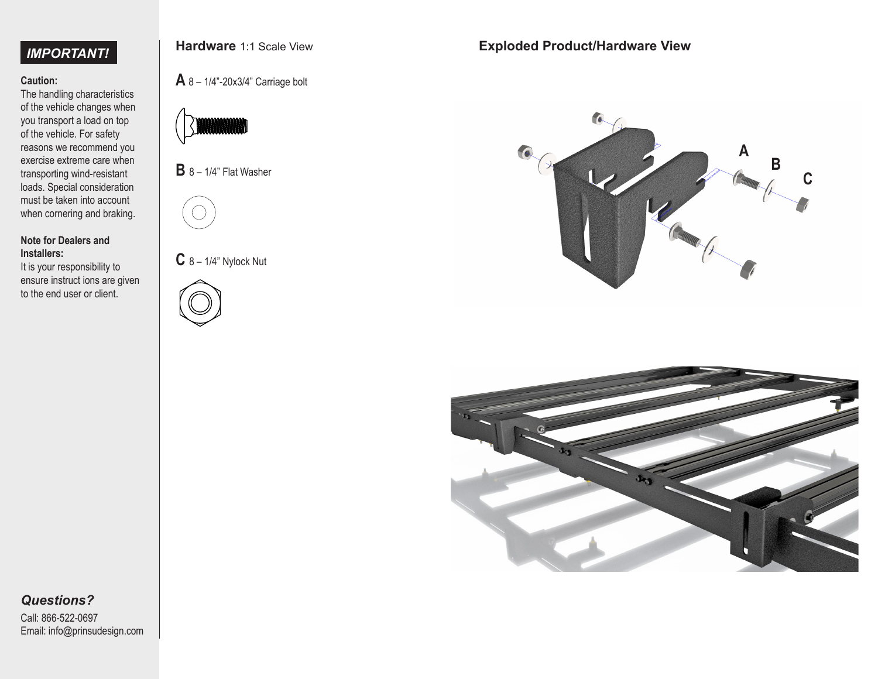## *IMPORTANT!*

**Caution:**
The handling characteristics of the vehicle changes when you transport a load on top of the vehicle. For safety reasons we recommend you exercise extreme care when transporting wind-resistant loads. Special consideration must be taken into account when cornering and braking.

**Note for Dealers and Installers:**
It is your responsibility to ensure instruct ions are given to the end user or client.

### *Questions?*

Call: 866-522-0697
Email: info@prinsudesign.com

## **Hardware** 1:1 Scale View

**A** 8 – 1/4"-20x3/4" Carriage bolt

**B** 8 – 1/4" Flat Washer

**C** 8 – 1/4" Nylock Nut

## Exploded Product/Hardware View

A

B

C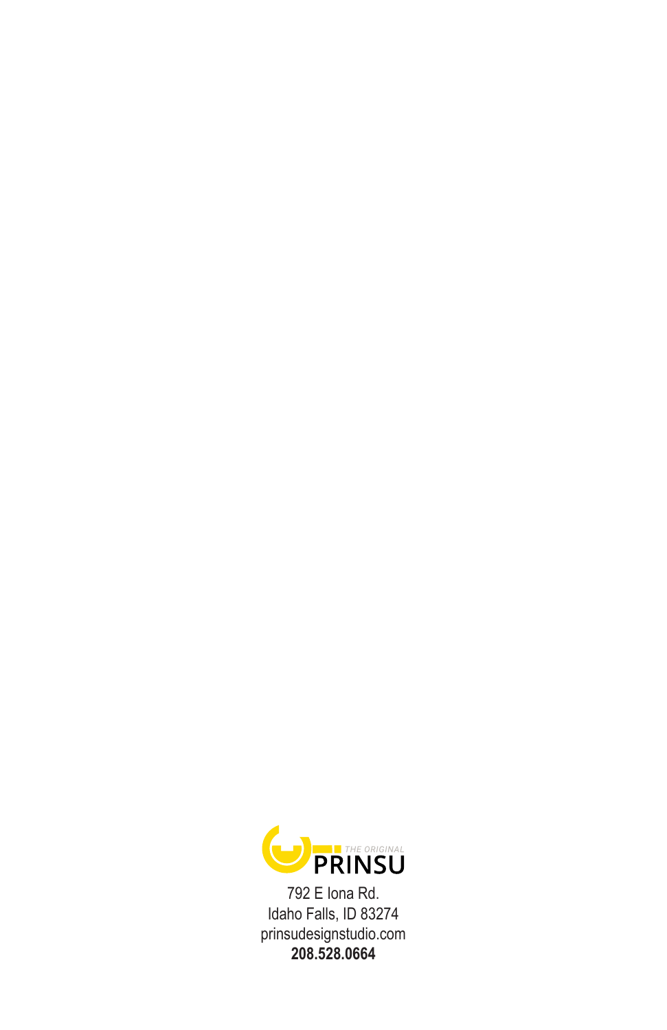THE ORIGINAL
PRINSU

792 E Iona Rd.
Idaho Falls, ID 83274
prinsudesignstudio.com
**208.528.0664**